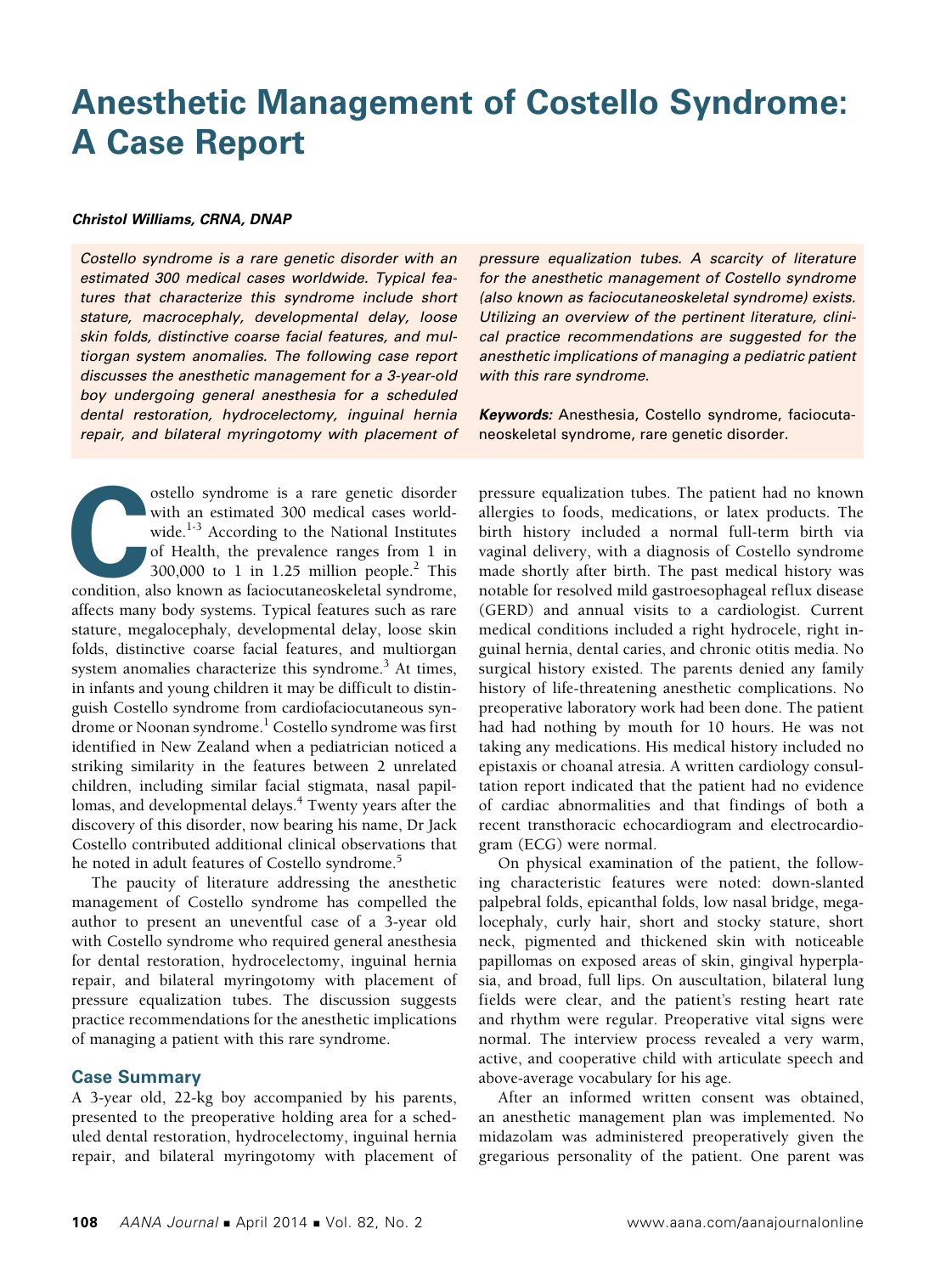# Anesthetic Management of Costello Syndrome: A Case Report

***Christol Williams, CRNA, DNAP***

*Costello syndrome is a rare genetic disorder with an estimated 300 medical cases worldwide. Typical features that characterize this syndrome include short stature, macrocephaly, developmental delay, loose skin folds, distinctive coarse facial features, and multiorgan system anomalies. The following case report discusses the anesthetic management for a 3-year-old boy undergoing general anesthesia for a scheduled dental restoration, hydrocelectomy, inguinal hernia repair, and bilateral myringotomy with placement of pressure equalization tubes. A scarcity of literature for the anesthetic management of Costello syndrome (also known as faciocutaneoskeletal syndrome) exists. Utilizing an overview of the pertinent literature, clinical practice recommendations are suggested for the anesthetic implications of managing a pediatric patient with this rare syndrome.*

***Keywords:*** Anesthesia, Costello syndrome, faciocutaneoskeletal syndrome, rare genetic disorder.

Costello syndrome is a rare genetic disorder with an estimated 300 medical cases worldwide.[1-3] According to the National Institutes of Health, the prevalence ranges from 1 in 300,000 to 1 in 1.25 million people.[2] This condition, also known as faciocutaneoskeletal syndrome, affects many body systems. Typical features such as rare stature, megalocephaly, developmental delay, loose skin folds, distinctive coarse facial features, and multiorgan system anomalies characterize this syndrome.[3] At times, in infants and young children it may be difficult to distinguish Costello syndrome from cardiofaciocutaneous syndrome or Noonan syndrome.[1] Costello syndrome was first identified in New Zealand when a pediatrician noticed a striking similarity in the features between 2 unrelated children, including similar facial stigmata, nasal papillomas, and developmental delays.[4] Twenty years after the discovery of this disorder, now bearing his name, Dr Jack Costello contributed additional clinical observations that he noted in adult features of Costello syndrome.[5]

The paucity of literature addressing the anesthetic management of Costello syndrome has compelled the author to present an uneventful case of a 3-year old with Costello syndrome who required general anesthesia for dental restoration, hydrocelectomy, inguinal hernia repair, and bilateral myringotomy with placement of pressure equalization tubes. The discussion suggests practice recommendations for the anesthetic implications of managing a patient with this rare syndrome.

## Case Summary

A 3-year old, 22-kg boy accompanied by his parents, presented to the preoperative holding area for a scheduled dental restoration, hydrocelectomy, inguinal hernia repair, and bilateral myringotomy with placement of pressure equalization tubes. The patient had no known allergies to foods, medications, or latex products. The birth history included a normal full-term birth via vaginal delivery, with a diagnosis of Costello syndrome made shortly after birth. The past medical history was notable for resolved mild gastroesophageal reflux disease (GERD) and annual visits to a cardiologist. Current medical conditions included a right hydrocele, right inguinal hernia, dental caries, and chronic otitis media. No surgical history existed. The parents denied any family history of life-threatening anesthetic complications. No preoperative laboratory work had been done. The patient had had nothing by mouth for 10 hours. He was not taking any medications. His medical history included no epistaxis or choanal atresia. A written cardiology consultation report indicated that the patient had no evidence of cardiac abnormalities and that findings of both a recent transthoracic echocardiogram and electrocardiogram (ECG) were normal.

On physical examination of the patient, the following characteristic features were noted: down-slanted palpebral folds, epicanthal folds, low nasal bridge, megalocephaly, curly hair, short and stocky stature, short neck, pigmented and thickened skin with noticeable papillomas on exposed areas of skin, gingival hyperplasia, and broad, full lips. On auscultation, bilateral lung fields were clear, and the patient's resting heart rate and rhythm were regular. Preoperative vital signs were normal. The interview process revealed a very warm, active, and cooperative child with articulate speech and above-average vocabulary for his age.

After an informed written consent was obtained, an anesthetic management plan was implemented. No midazolam was administered preoperatively given the gregarious personality of the patient. One parent was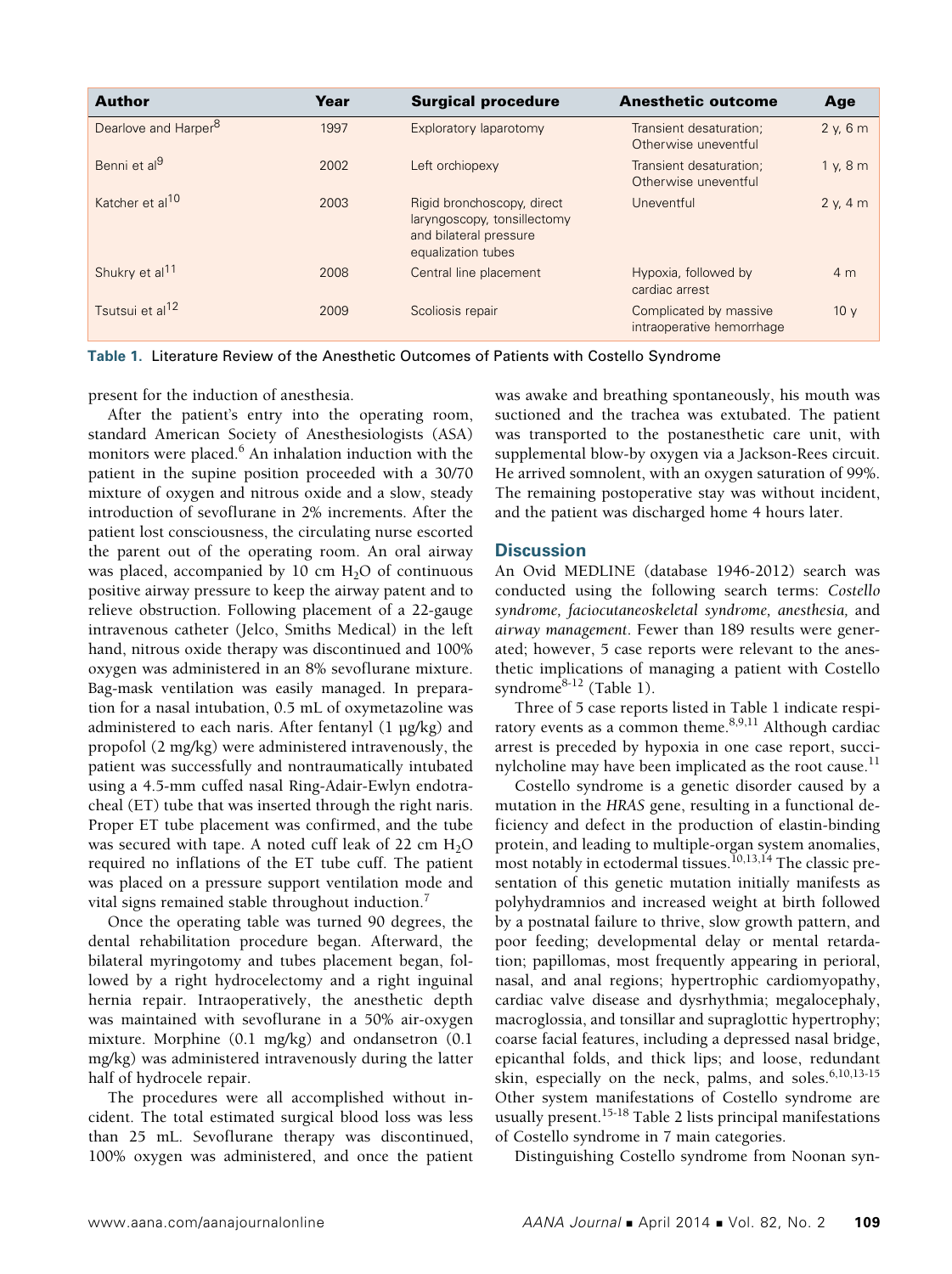| Author | Year | Surgical procedure | Anesthetic outcome | Age |
|---|---|---|---|---|
| Dearlove and Harper[8] | 1997 | Exploratory laparotomy | Transient desaturation; Otherwise uneventful | 2 y, 6 m |
| Benni et al[9] | 2002 | Left orchiopexy | Transient desaturation; Otherwise uneventful | 1 y, 8 m |
| Katcher et al[10] | 2003 | Rigid bronchoscopy, direct laryngoscopy, tonsillectomy and bilateral pressure equalization tubes | Uneventful | 2 y, 4 m |
| Shukry et al[11] | 2008 | Central line placement | Hypoxia, followed by cardiac arrest | 4 m |
| Tsutsui et al[12] | 2009 | Scoliosis repair | Complicated by massive intraoperative hemorrhage | 10 y |

**Table 1.** Literature Review of the Anesthetic Outcomes of Patients with Costello Syndrome

present for the induction of anesthesia.

After the patient's entry into the operating room, standard American Society of Anesthesiologists (ASA) monitors were placed.[6] An inhalation induction with the patient in the supine position proceeded with a 30/70 mixture of oxygen and nitrous oxide and a slow, steady introduction of sevoflurane in 2% increments. After the patient lost consciousness, the circulating nurse escorted the parent out of the operating room. An oral airway was placed, accompanied by 10 cm $H_2O$ of continuous positive airway pressure to keep the airway patent and to relieve obstruction. Following placement of a 22-gauge intravenous catheter (Jelco, Smiths Medical) in the left hand, nitrous oxide therapy was discontinued and 100% oxygen was administered in an 8% sevoflurane mixture. Bag-mask ventilation was easily managed. In preparation for a nasal intubation, 0.5 mL of oxymetazoline was administered to each naris. After fentanyl (1 µg/kg) and propofol (2 mg/kg) were administered intravenously, the patient was successfully and nontraumatically intubated using a 4.5-mm cuffed nasal Ring-Adair-Ewlyn endotracheal (ET) tube that was inserted through the right naris. Proper ET tube placement was confirmed, and the tube was secured with tape. A noted cuff leak of 22 cm $H_2O$ required no inflations of the ET tube cuff. The patient was placed on a pressure support ventilation mode and vital signs remained stable throughout induction.[7]

Once the operating table was turned 90 degrees, the dental rehabilitation procedure began. Afterward, the bilateral myringotomy and tubes placement began, followed by a right hydrocelectomy and a right inguinal hernia repair. Intraoperatively, the anesthetic depth was maintained with sevoflurane in a 50% air-oxygen mixture. Morphine (0.1 mg/kg) and ondansetron (0.1 mg/kg) was administered intravenously during the latter half of hydrocele repair.

The procedures were all accomplished without incident. The total estimated surgical blood loss was less than 25 mL. Sevoflurane therapy was discontinued, 100% oxygen was administered, and once the patient was awake and breathing spontaneously, his mouth was suctioned and the trachea was extubated. The patient was transported to the postanesthetic care unit, with supplemental blow-by oxygen via a Jackson-Rees circuit. He arrived somnolent, with an oxygen saturation of 99%. The remaining postoperative stay was without incident, and the patient was discharged home 4 hours later.

## Discussion

An Ovid MEDLINE (database 1946-2012) search was conducted using the following search terms: *Costello syndrome, faciocutaneoskeletal syndrome, anesthesia,* and *airway management*. Fewer than 189 results were generated; however, 5 case reports were relevant to the anesthetic implications of managing a patient with Costello syndrome[8-12] (Table 1).

Three of 5 case reports listed in Table 1 indicate respiratory events as a common theme.[8,9,11] Although cardiac arrest is preceded by hypoxia in one case report, succinylcholine may have been implicated as the root cause.[11]

Costello syndrome is a genetic disorder caused by a mutation in the *HRAS* gene, resulting in a functional deficiency and defect in the production of elastin-binding protein, and leading to multiple-organ system anomalies, most notably in ectodermal tissues.[10,13,14] The classic presentation of this genetic mutation initially manifests as polyhydramnios and increased weight at birth followed by a postnatal failure to thrive, slow growth pattern, and poor feeding; developmental delay or mental retardation; papillomas, most frequently appearing in perioral, nasal, and anal regions; hypertrophic cardiomyopathy, cardiac valve disease and dysrhythmia; megalocephaly, macroglossia, and tonsillar and supraglottic hypertrophy; coarse facial features, including a depressed nasal bridge, epicanthal folds, and thick lips; and loose, redundant skin, especially on the neck, palms, and soles.[6,10,13-15] Other system manifestations of Costello syndrome are usually present.[15-18] Table 2 lists principal manifestations of Costello syndrome in 7 main categories.

Distinguishing Costello syndrome from Noonan syn-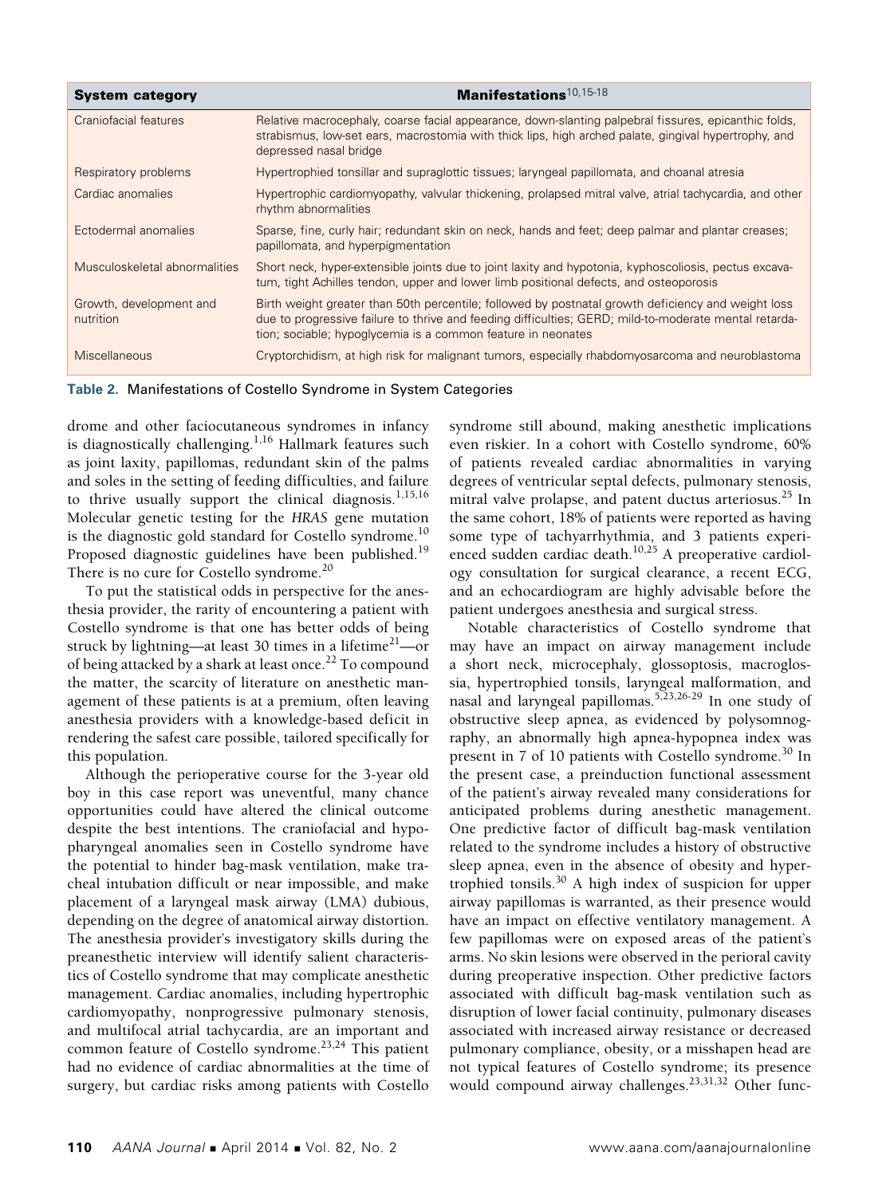| System category | Manifestations[10,15-18] |
|---|---|
| Craniofacial features | Relative macrocephaly, coarse facial appearance, down-slanting palpebral fissures, epicanthic folds, strabismus, low-set ears, macrostomia with thick lips, high arched palate, gingival hypertrophy, and depressed nasal bridge |
| Respiratory problems | Hypertrophied tonsillar and supraglottic tissues; laryngeal papillomata, and choanal atresia |
| Cardiac anomalies | Hypertrophic cardiomyopathy, valvular thickening, prolapsed mitral valve, atrial tachycardia, and other rhythm abnormalities |
| Ectodermal anomalies | Sparse, fine, curly hair; redundant skin on neck, hands and feet; deep palmar and plantar creases; papillomata, and hyperpigmentation |
| Musculoskeletal abnormalities | Short neck, hyper-extensible joints due to joint laxity and hypotonia, kyphoscoliosis, pectus excavatum, tight Achilles tendon, upper and lower limb positional defects, and osteoporosis |
| Growth, development and nutrition | Birth weight greater than 50th percentile; followed by postnatal growth deficiency and weight loss due to progressive failure to thrive and feeding difficulties; GERD; mild-to-moderate mental retardation; sociable; hypoglycemia is a common feature in neonates |
| Miscellaneous | Cryptorchidism, at high risk for malignant tumors, especially rhabdomyosarcoma and neuroblastoma |

**Table 2.** Manifestations of Costello Syndrome in System Categories

drome and other faciocutaneous syndromes in infancy is diagnostically challenging.[1,16] Hallmark features such as joint laxity, papillomas, redundant skin of the palms and soles in the setting of feeding difficulties, and failure to thrive usually support the clinical diagnosis.[1,15,16] Molecular genetic testing for the *HRAS* gene mutation is the diagnostic gold standard for Costello syndrome.[10] Proposed diagnostic guidelines have been published.[19] There is no cure for Costello syndrome.[20]

To put the statistical odds in perspective for the anesthesia provider, the rarity of encountering a patient with Costello syndrome is that one has better odds of being struck by lightning—at least 30 times in a lifetime[21]—or of being attacked by a shark at least once.[22] To compound the matter, the scarcity of literature on anesthetic management of these patients is at a premium, often leaving anesthesia providers with a knowledge-based deficit in rendering the safest care possible, tailored specifically for this population.

Although the perioperative course for the 3-year old boy in this case report was uneventful, many chance opportunities could have altered the clinical outcome despite the best intentions. The craniofacial and hypopharyngeal anomalies seen in Costello syndrome have the potential to hinder bag-mask ventilation, make tracheal intubation difficult or near impossible, and make placement of a laryngeal mask airway (LMA) dubious, depending on the degree of anatomical airway distortion. The anesthesia provider's investigatory skills during the preanesthetic interview will identify salient characteristics of Costello syndrome that may complicate anesthetic management. Cardiac anomalies, including hypertrophic cardiomyopathy, nonprogressive pulmonary stenosis, and multifocal atrial tachycardia, are an important and common feature of Costello syndrome.[23,24] This patient had no evidence of cardiac abnormalities at the time of surgery, but cardiac risks among patients with Costello syndrome still abound, making anesthetic implications even riskier. In a cohort with Costello syndrome, 60% of patients revealed cardiac abnormalities in varying degrees of ventricular septal defects, pulmonary stenosis, mitral valve prolapse, and patent ductus arteriosus.[25] In the same cohort, 18% of patients were reported as having some type of tachyarrhythmia, and 3 patients experienced sudden cardiac death.[10,25] A preoperative cardiology consultation for surgical clearance, a recent ECG, and an echocardiogram are highly advisable before the patient undergoes anesthesia and surgical stress.

Notable characteristics of Costello syndrome that may have an impact on airway management include a short neck, microcephaly, glossoptosis, macroglossia, hypertrophied tonsils, laryngeal malformation, and nasal and laryngeal papillomas.[5,23,26-29] In one study of obstructive sleep apnea, as evidenced by polysomnography, an abnormally high apnea-hypopnea index was present in 7 of 10 patients with Costello syndrome.[30] In the present case, a preinduction functional assessment of the patient's airway revealed many considerations for anticipated problems during anesthetic management. One predictive factor of difficult bag-mask ventilation related to the syndrome includes a history of obstructive sleep apnea, even in the absence of obesity and hypertrophied tonsils.[30] A high index of suspicion for upper airway papillomas is warranted, as their presence would have an impact on effective ventilatory management. A few papillomas were on exposed areas of the patient's arms. No skin lesions were observed in the perioral cavity during preoperative inspection. Other predictive factors associated with difficult bag-mask ventilation such as disruption of lower facial continuity, pulmonary diseases associated with increased airway resistance or decreased pulmonary compliance, obesity, or a misshapen head are not typical features of Costello syndrome; its presence would compound airway challenges.[23,31,32] Other func-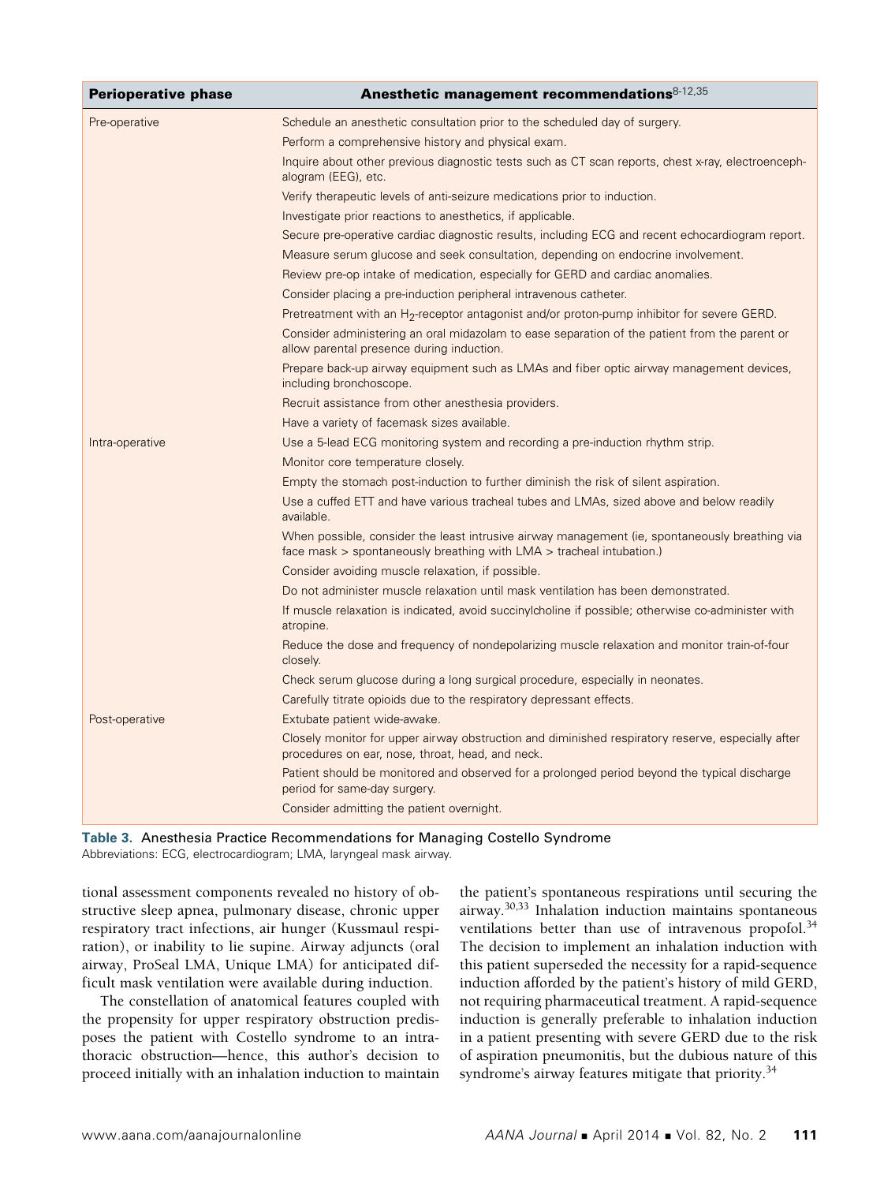| Perioperative phase | Anesthetic management recommendations[8-12,35] |
|---|---|
| Pre-operative | Schedule an anesthetic consultation prior to the scheduled day of surgery. |
| | Perform a comprehensive history and physical exam. |
| | Inquire about other previous diagnostic tests such as CT scan reports, chest x-ray, electroencephalogram (EEG), etc. |
| | Verify therapeutic levels of anti-seizure medications prior to induction. |
| | Investigate prior reactions to anesthetics, if applicable. |
| | Secure pre-operative cardiac diagnostic results, including ECG and recent echocardiogram report. |
| | Measure serum glucose and seek consultation, depending on endocrine involvement. |
| | Review pre-op intake of medication, especially for GERD and cardiac anomalies. |
| | Consider placing a pre-induction peripheral intravenous catheter. |
| | Pretreatment with an $H_2$-receptor antagonist and/or proton-pump inhibitor for severe GERD. |
| | Consider administering an oral midazolam to ease separation of the patient from the parent or allow parental presence during induction. |
| | Prepare back-up airway equipment such as LMAs and fiber optic airway management devices, including bronchoscope. |
| | Recruit assistance from other anesthesia providers. |
| | Have a variety of facemask sizes available. |
| Intra-operative | Use a 5-lead ECG monitoring system and recording a pre-induction rhythm strip. |
| | Monitor core temperature closely. |
| | Empty the stomach post-induction to further diminish the risk of silent aspiration. |
| | Use a cuffed ETT and have various tracheal tubes and LMAs, sized above and below readily available. |
| | When possible, consider the least intrusive airway management (ie, spontaneously breathing via face mask > spontaneously breathing with LMA > tracheal intubation.) |
| | Consider avoiding muscle relaxation, if possible. |
| | Do not administer muscle relaxation until mask ventilation has been demonstrated. |
| | If muscle relaxation is indicated, avoid succinylcholine if possible; otherwise co-administer with atropine. |
| | Reduce the dose and frequency of nondepolarizing muscle relaxation and monitor train-of-four closely. |
| | Check serum glucose during a long surgical procedure, especially in neonates. |
| | Carefully titrate opioids due to the respiratory depressant effects. |
| Post-operative | Extubate patient wide-awake. |
| | Closely monitor for upper airway obstruction and diminished respiratory reserve, especially after procedures on ear, nose, throat, head, and neck. |
| | Patient should be monitored and observed for a prolonged period beyond the typical discharge period for same-day surgery. |
| | Consider admitting the patient overnight. |

**Table 3.** Anesthesia Practice Recommendations for Managing Costello Syndrome
Abbreviations: ECG, electrocardiogram; LMA, laryngeal mask airway.

tional assessment components revealed no history of obstructive sleep apnea, pulmonary disease, chronic upper respiratory tract infections, air hunger (Kussmaul respiration), or inability to lie supine. Airway adjuncts (oral airway, ProSeal LMA, Unique LMA) for anticipated difficult mask ventilation were available during induction.

The constellation of anatomical features coupled with the propensity for upper respiratory obstruction predisposes the patient with Costello syndrome to an intrathoracic obstruction—hence, this author's decision to proceed initially with an inhalation induction to maintain the patient's spontaneous respirations until securing the airway.[30,33] Inhalation induction maintains spontaneous ventilations better than use of intravenous propofol.[34] The decision to implement an inhalation induction with this patient superseded the necessity for a rapid-sequence induction afforded by the patient's history of mild GERD, not requiring pharmaceutical treatment. A rapid-sequence induction is generally preferable to inhalation induction in a patient presenting with severe GERD due to the risk of aspiration pneumonitis, but the dubious nature of this syndrome's airway features mitigate that priority.[34]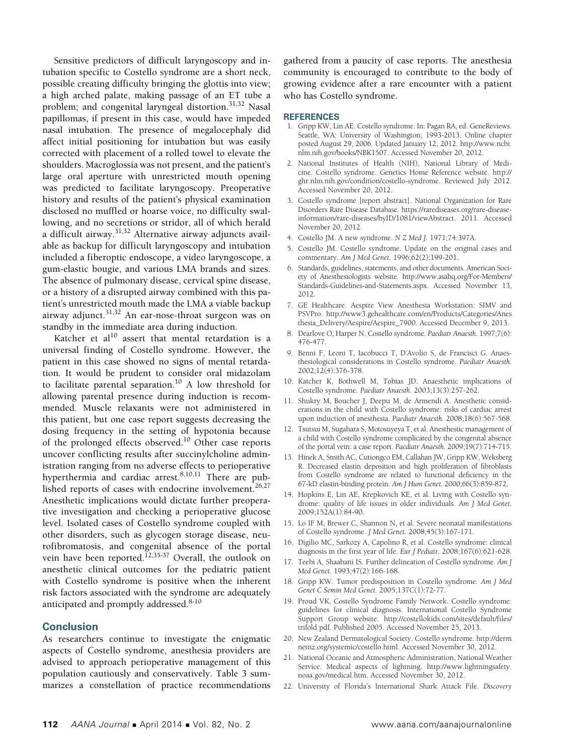Sensitive predictors of difficult laryngoscopy and intubation specific to Costello syndrome are a short neck, possible creating difficulty bringing the glottis into view; a high arched palate, making passage of an ET tube a problem; and congenital laryngeal distortion.[31,32] Nasal papillomas, if present in this case, would have impeded nasal intubation. The presence of megalocephaly did affect initial positioning for intubation but was easily corrected with placement of a rolled towel to elevate the shoulders. Macroglossia was not present, and the patient's large oral aperture with unrestricted mouth opening was predicted to facilitate laryngoscopy. Preoperative history and results of the patient's physical examination disclosed no muffled or hoarse voice, no difficulty swallowing, and no secretions or stridor, all of which herald a difficult airway.[31,32] Alternative airway adjuncts available as backup for difficult laryngoscopy and intubation included a fiberoptic endoscope, a video laryngoscope, a gum-elastic bougie, and various LMA brands and sizes. The absence of pulmonary disease, cervical spine disease, or a history of a disrupted airway combined with this patient's unrestricted mouth made the LMA a viable backup airway adjunct.[31,32] An ear-nose-throat surgeon was on standby in the immediate area during induction.

Katcher et al[10] assert that mental retardation is a universal finding of Costello syndrome. However, the patient in this case showed no signs of mental retardation. It would be prudent to consider oral midazolam to facilitate parental separation.[10] A low threshold for allowing parental presence during induction is recommended. Muscle relaxants were not administered in this patient, but one case report suggests decreasing the dosing frequency in the setting of hypotonia because of the prolonged effects observed.[10] Other case reports uncover conflicting results after succinylcholine administration ranging from no adverse effects to perioperative hyperthermia and cardiac arrest.[8,10,11] There are published reports of cases with endocrine involvement.[26,27] Anesthetic implications would dictate further preoperative investigation and checking a perioperative glucose level. Isolated cases of Costello syndrome coupled with other disorders, such as glycogen storage disease, neurofibromatosis, and congenital absence of the portal vein have been reported.[12,35-37] Overall, the outlook on anesthetic clinical outcomes for the pediatric patient with Costello syndrome is positive when the inherent risk factors associated with the syndrome are adequately anticipated and promptly addressed.[8-10]

## Conclusion

As researchers continue to investigate the enigmatic aspects of Costello syndrome, anesthesia providers are advised to approach perioperative management of this population cautiously and conservatively. Table 3 summarizes a constellation of practice recommendations gathered from a paucity of case reports. The anesthesia community is encouraged to contribute to the body of growing evidence after a rare encounter with a patient who has Costello syndrome.

## REFERENCES

1. Gripp KW, Lin AE. Costello syndrome. In: Pagan RA, ed. GeneReviews. Seattle, WA: University of Washington; 1993-2013. Online chapter posted August 29, 2006. Updated January 12, 2012. http://www.ncbi.nlm.nih.gov/books/NBK1507. Accessed November 20, 2012.
2. National Institutes of Health (NIH), National Library of Medicine. Costello syndrome. Genetics Home Reference website. http://ghr.nlm.nih.gov/condition/costello-syndrome. Reviewed July 2012. Accessed November 20, 2012.
3. Costello syndrome [report abstract]. National Organization for Rare Disorders Rare Disease Database. https://rarediseases.org/rare-disease-information/rare-diseases/byID/1081/viewAbstract. 2011. Accessed November 20, 2012.
4. Costello JM. A new syndrome. *N Z Med J.* 1971;74:397A.
5. Costello JM. Costello syndrome. Update on the original cases and commentary. *Am J Med Genet.* 1996;62(2):199-201.
6. Standards, guidelines, statements, and other documents. American Society of Anesthesiologists website. http://www.asahq.org/For-Members/Standards-Guidelines-and-Statements.aspx. Accessed November 13, 2012.
7. GE Healthcare. Aespire View Anesthesia Workstation: SIMV and PSVPro. http://www3.gehealthcare.com/en/Products/Categories/Anesthesia_Delivery/Aespire/Aespire_7900. Accessed December 9, 2013.
8. Dearlove O, Harper N. Costello syndrome. *Paediatr Anaesth.* 1997;7(6):476-477.
9. Benni F, Leoni T, Iacobucci T, D'Avolio S, de Francisci G. Anaesthesiological considerations in Costello syndrome. *Paediatr Anaesth.* 2002;12(4):376-378.
10. Katcher K, Bothwell M, Tobias JD. Anaesthetic implications of Costello syndrome. *Paediatr Anaesth.* 2003;13(3):257-262.
11. Shukry M, Boucher J, Deepu M, de Armendi A. Anesthetic considerations in the child with Costello syndrome: risks of cardiac arrest upon induction of anesthesia. *Paediatr Anaesth.* 2008;18(6):567-568.
12. Tsutsui M, Sugahara S, Motosuyeya T, et al. Anesthetic management of a child with Costello syndrome complicated by the congenital absence of the portal vein: a case report. *Paediatr Anaesth.* 2009;19(7):714-715.
13. Hinek A, Smith AC, Cutiongco EM, Callahan JW, Gripp KW, Weksberg R. Decreased elastin deposition and high proliferation of fibroblasts from Costello syndrome are related to functional deficiency in the 67-kD elastin-binding protein. *Am J Hum Genet.* 2000;66(3):859-872.
14. Hopkins E, Lin AE, Krepkovich KE, et al. Living with Costello syndrome: quality of life issues in older individuals. *Am J Med Genet.* 2009;152A(1):84-90.
15. Lo IF M, Brewer C, Shannon N, et al. Severe neonatal manifestations of Costello syndrome. *J Med Genet.* 2008;45(3):167-171.
16. Digilio MC, Sarkozy A, Capolino R, et al. Costello syndrome: clinical diagnosis in the first year of life. *Eur J Pediatr.* 2008;167(6):621-628.
17. Teebi A, Shaabani IS. Further delineation of Costello syndrome. *Am J Med Genet.* 1993;47(2):166-168.
18. Gripp KW. Tumor predisposition in Costello syndrome. *Am J Med Genet C Semin Med Genet.* 2005;137C(1):72-77.
19. Proud VK, Costello Syndrome Family Network. Costello syndrome: guidelines for clinical diagnosis. International Costello Syndrome Support Group website. http://costellokids.com/sites/default/files/trifold.pdf. Published 2005. Accessed November 25, 2013.
20. New Zealand Dermatological Society. Costello syndrome. http://dermnetnz.org/systemic/costello.html. Accessed November 30, 2012.
21. National Oceanic and Atmospheric Administration, National Weather Service. Medical aspects of lightning. http://www.lightningsafety.noaa.gov/medical.htm. Accessed November 30, 2012.
22. University of Florida's International Shark Attack File. *Discovery*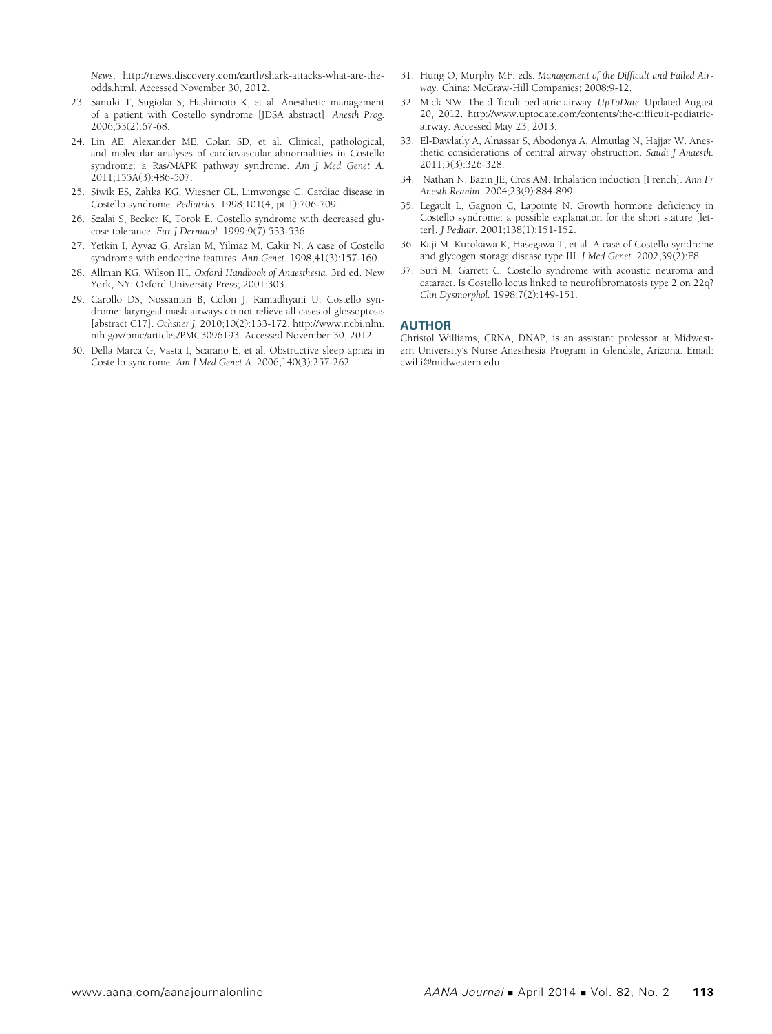*News.* http://news.discovery.com/earth/shark-attacks-what-are-the-odds.html. Accessed November 30, 2012.

23. Sanuki T, Sugioka S, Hashimoto K, et al. Anesthetic management of a patient with Costello syndrome [JDSA abstract]. *Anesth Prog.* 2006;53(2):67-68.
24. Lin AE, Alexander ME, Colan SD, et al. Clinical, pathological, and molecular analyses of cardiovascular abnormalities in Costello syndrome: a Ras/MAPK pathway syndrome. *Am J Med Genet A.* 2011;155A(3):486-507.
25. Siwik ES, Zahka KG, Wiesner GL, Limwongse C. Cardiac disease in Costello syndrome. *Pediatrics.* 1998;101(4, pt 1):706-709.
26. Szalai S, Becker K, Török E. Costello syndrome with decreased glucose tolerance. *Eur J Dermatol.* 1999;9(7):533-536.
27. Yetkin I, Ayvaz G, Arslan M, Yilmaz M, Cakir N. A case of Costello syndrome with endocrine features. *Ann Genet.* 1998;41(3):157-160.
28. Allman KG, Wilson IH. *Oxford Handbook of Anaesthesia.* 3rd ed. New York, NY: Oxford University Press; 2001:303.
29. Carollo DS, Nossaman B, Colon J, Ramadhyani U. Costello syndrome: laryngeal mask airways do not relieve all cases of glossoptosis [abstract C17]. *Ochsner J.* 2010;10(2):133-172. http://www.ncbi.nlm.nih.gov/pmc/articles/PMC3096193. Accessed November 30, 2012.
30. Della Marca G, Vasta I, Scarano E, et al. Obstructive sleep apnea in Costello syndrome. *Am J Med Genet A.* 2006;140(3):257-262.
31. Hung O, Murphy MF, eds. *Management of the Difficult and Failed Airway.* China: McGraw-Hill Companies; 2008:9-12.
32. Mick NW. The difficult pediatric airway. *UpToDate.* Updated August 20, 2012. http://www.uptodate.com/contents/the-difficult-pediatric-airway. Accessed May 23, 2013.
33. El-Dawlatly A, Alnassar S, Abodonya A, Almutlag N, Hajjar W. Anesthetic considerations of central airway obstruction. *Saudi J Anaesth.* 2011;5(3):326-328.
34. Nathan N, Bazin JE, Cros AM. Inhalation induction [French]. *Ann Fr Anesth Reanim.* 2004;23(9):884-899.
35. Legault L, Gagnon C, Lapointe N. Growth hormone deficiency in Costello syndrome: a possible explanation for the short stature [letter]. *J Pediatr.* 2001;138(1):151-152.
36. Kaji M, Kurokawa K, Hasegawa T, et al. A case of Costello syndrome and glycogen storage disease type III. *J Med Genet.* 2002;39(2):E8.
37. Suri M, Garrett C. Costello syndrome with acoustic neuroma and cataract. Is Costello locus linked to neurofibromatosis type 2 on 22q? *Clin Dysmorphol.* 1998;7(2):149-151.

## AUTHOR

Christol Williams, CRNA, DNAP, is an assistant professor at Midwestern University's Nurse Anesthesia Program in Glendale, Arizona. Email: cwilli@midwestern.edu.